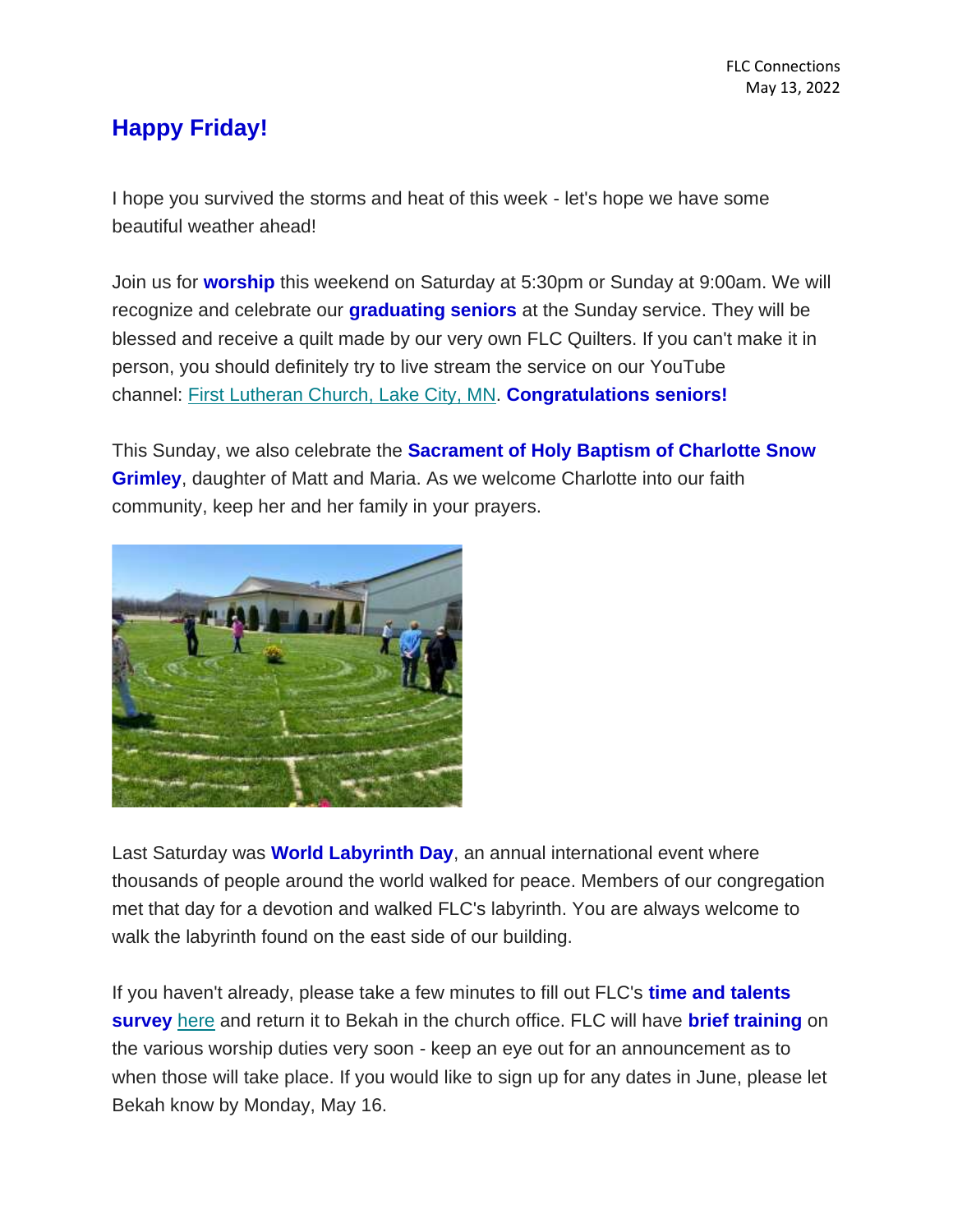## Happy Friday!

I hope you survived the storms and heat of this week - let's hope we have some beautiful weather ahead!

Join us for **worship** this weekend on Saturday at 5:30pm or Sunday at 9:00am. We will recognize and celebrate our **graduating seniors** at the Sunday service. They will be blessed and receive a quilt made by our very own FLC Quilters. If you can't make it in person, you should definitely try to live stream the service on our YouTube channel: First Lutheran Church, Lake City, MN. **Congratulations seniors!**

This Sunday, we also celebrate the **Sacrament of Holy Baptism of Charlotte Snow Grimley**, daughter of Matt and Maria. As we welcome Charlotte into our faith community, keep her and her family in your prayers.

Last Saturday was **World Labyrinth Day**, an annual international event where thousands of people around the world walked for peace. Members of our congregation met that day for a devotion and walked FLC's labyrinth. You are always welcome to walk the labyrinth found on the east side of our building.

If you haven't already, please take a few minutes to fill out FLC's **time and talents survey** here and return it to Bekah in the church office. FLC will have **brief training** on the various worship duties very soon - keep an eye out for an announcement as to when those will take place. If you would like to sign up for any dates in June, please let Bekah know by Monday, May 16.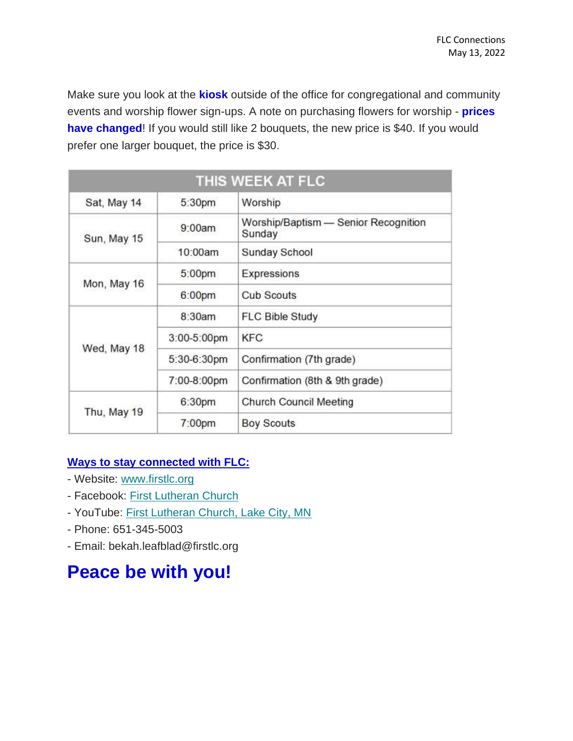Make sure you look at the **kiosk** outside of the office for congregational and community events and worship flower sign-ups. A note on purchasing flowers for worship - **prices have changed**! If you would still like 2 bouquets, the new price is $40. If you would prefer one larger bouquet, the price is $30.

| THIS WEEK AT FLC | | |
|---|---|---|
| Sat, May 14 | 5:30pm | Worship |
| Sun, May 15 | 9:00am | Worship/Baptism — Senior Recognition Sunday |
| | 10:00am | Sunday School |
| Mon, May 16 | 5:00pm | Expressions |
| | 6:00pm | Cub Scouts |
| Wed, May 18 | 8:30am | FLC Bible Study |
| | 3:00-5:00pm | KFC |
| | 5:30-6:30pm | Confirmation (7th grade) |
| | 7:00-8:00pm | Confirmation (8th & 9th grade) |
| Thu, May 19 | 6:30pm | Church Council Meeting |
| | 7:00pm | Boy Scouts |

**Ways to stay connected with FLC:**

- Website: www.firstlc.org
- Facebook: First Lutheran Church
- YouTube: First Lutheran Church, Lake City, MN
- Phone: 651-345-5003
- Email: bekah.leafblad@firstlc.org

# Peace be with you!